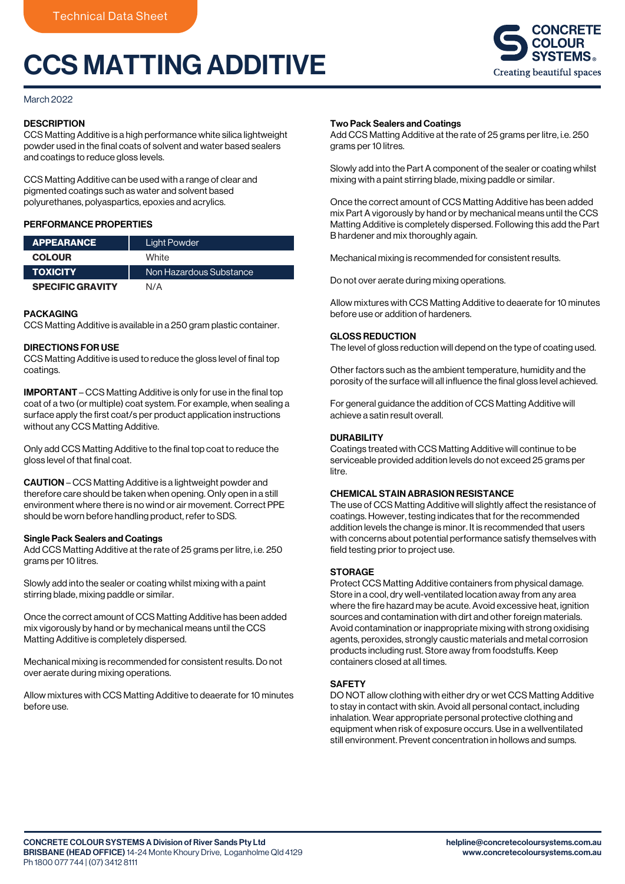Technical Data Sheet

# CCS MATTING ADDITIVE

CONCRETE COLOUR SYSTEMS®
Creating beautiful spaces

March 2022

## DESCRIPTION

CCS Matting Additive is a high performance white silica lightweight powder used in the final coats of solvent and water based sealers and coatings to reduce gloss levels.

CCS Matting Additive can be used with a range of clear and pigmented coatings such as water and solvent based polyurethanes, polyaspartics, epoxies and acrylics.

## PERFORMANCE PROPERTIES

| | |
|---|---|
| **APPEARANCE** | Light Powder |
| **COLOUR** | White |
| **TOXICITY** | Non Hazardous Substance |
| **SPECIFIC GRAVITY** | N/A |

## PACKAGING

CCS Matting Additive is available in a 250 gram plastic container.

## DIRECTIONS FOR USE

CCS Matting Additive is used to reduce the gloss level of final top coatings.

**IMPORTANT** – CCS Matting Additive is only for use in the final top coat of a two (or multiple) coat system. For example, when sealing a surface apply the first coat/s per product application instructions without any CCS Matting Additive.

Only add CCS Matting Additive to the final top coat to reduce the gloss level of that final coat.

**CAUTION** – CCS Matting Additive is a lightweight powder and therefore care should be taken when opening. Only open in a still environment where there is no wind or air movement. Correct PPE should be worn before handling product, refer to SDS.

### Single Pack Sealers and Coatings

Add CCS Matting Additive at the rate of 25 grams per litre, i.e. 250 grams per 10 litres.

Slowly add into the sealer or coating whilst mixing with a paint stirring blade, mixing paddle or similar.

Once the correct amount of CCS Matting Additive has been added mix vigorously by hand or by mechanical means until the CCS Matting Additive is completely dispersed.

Mechanical mixing is recommended for consistent results. Do not over aerate during mixing operations.

Allow mixtures with CCS Matting Additive to deaerate for 10 minutes before use.

### Two Pack Sealers and Coatings

Add CCS Matting Additive at the rate of 25 grams per litre, i.e. 250 grams per 10 litres.

Slowly add into the Part A component of the sealer or coating whilst mixing with a paint stirring blade, mixing paddle or similar.

Once the correct amount of CCS Matting Additive has been added mix Part A vigorously by hand or by mechanical means until the CCS Matting Additive is completely dispersed. Following this add the Part B hardener and mix thoroughly again.

Mechanical mixing is recommended for consistent results.

Do not over aerate during mixing operations.

Allow mixtures with CCS Matting Additive to deaerate for 10 minutes before use or addition of hardeners.

## GLOSS REDUCTION

The level of gloss reduction will depend on the type of coating used.

Other factors such as the ambient temperature, humidity and the porosity of the surface will all influence the final gloss level achieved.

For general guidance the addition of CCS Matting Additive will achieve a satin result overall.

## DURABILITY

Coatings treated with CCS Matting Additive will continue to be serviceable provided addition levels do not exceed 25 grams per litre.

## CHEMICAL STAIN ABRASION RESISTANCE

The use of CCS Matting Additive will slightly affect the resistance of coatings. However, testing indicates that for the recommended addition levels the change is minor. It is recommended that users with concerns about potential performance satisfy themselves with field testing prior to project use.

## STORAGE

Protect CCS Matting Additive containers from physical damage. Store in a cool, dry well-ventilated location away from any area where the fire hazard may be acute. Avoid excessive heat, ignition sources and contamination with dirt and other foreign materials. Avoid contamination or inappropriate mixing with strong oxidising agents, peroxides, strongly caustic materials and metal corrosion products including rust. Store away from foodstuffs. Keep containers closed at all times.

## SAFETY

DO NOT allow clothing with either dry or wet CCS Matting Additive to stay in contact with skin. Avoid all personal contact, including inhalation. Wear appropriate personal protective clothing and equipment when risk of exposure occurs. Use in a wellventilated still environment. Prevent concentration in hollows and sumps.

**CONCRETE COLOUR SYSTEMS A Division of River Sands Pty Ltd**
**BRISBANE (HEAD OFFICE)** 14-24 Monte Khoury Drive, Loganholme Qld 4129
Ph 1800 077 744 | (07) 3412 8111

**helpline@concretecoloursystems.com.au**
**www.concretecoloursystems.com.au**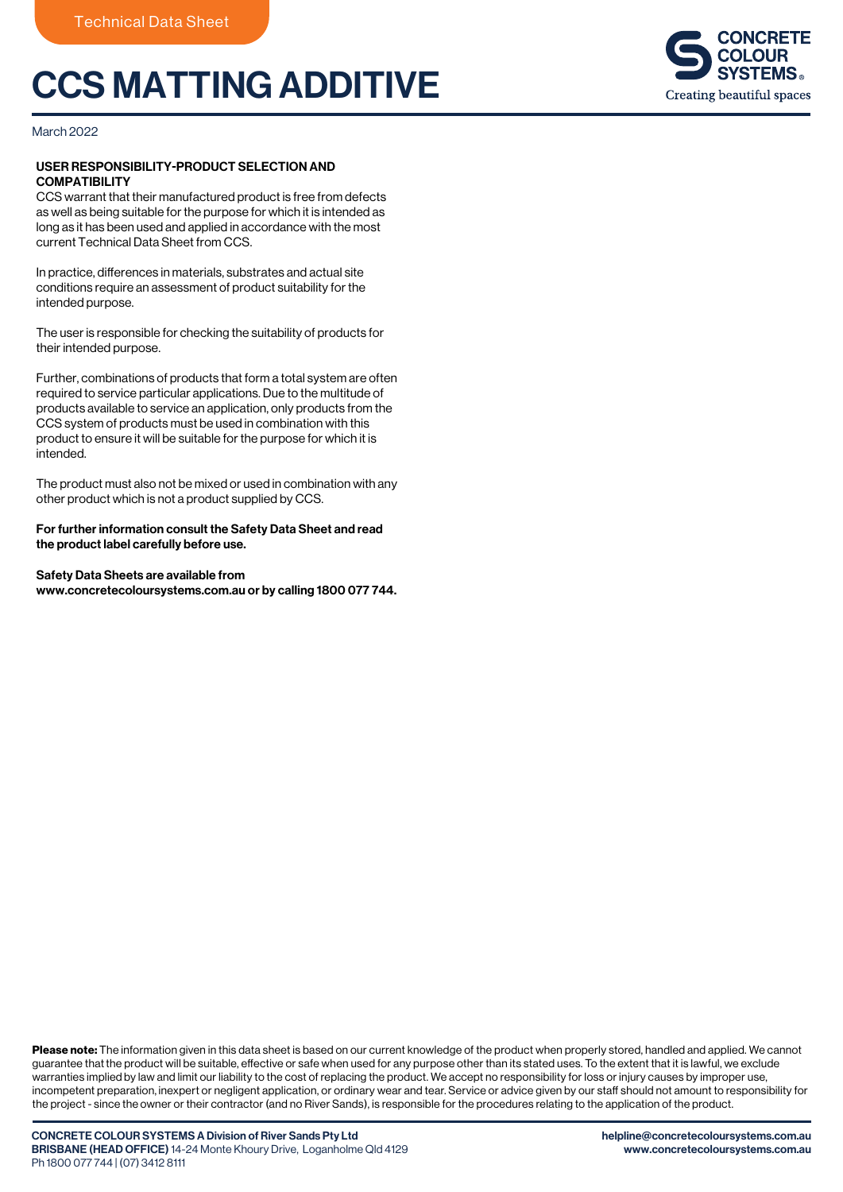# CCS MATTING ADDITIVE

March 2022

**USER RESPONSIBILITY-PRODUCT SELECTION AND COMPATIBILITY**

CCS warrant that their manufactured product is free from defects as well as being suitable for the purpose for which it is intended as long as it has been used and applied in accordance with the most current Technical Data Sheet from CCS.

In practice, differences in materials, substrates and actual site conditions require an assessment of product suitability for the intended purpose.

The user is responsible for checking the suitability of products for their intended purpose.

Further, combinations of products that form a total system are often required to service particular applications. Due to the multitude of products available to service an application, only products from the CCS system of products must be used in combination with this product to ensure it will be suitable for the purpose for which it is intended.

The product must also not be mixed or used in combination with any other product which is not a product supplied by CCS.

**For further information consult the Safety Data Sheet and read the product label carefully before use.**

**Safety Data Sheets are available from www.concretecoloursystems.com.au or by calling 1800 077 744.**

**Please note:** The information given in this data sheet is based on our current knowledge of the product when properly stored, handled and applied. We cannot guarantee that the product will be suitable, effective or safe when used for any purpose other than its stated uses. To the extent that it is lawful, we exclude warranties implied by law and limit our liability to the cost of replacing the product. We accept no responsibility for loss or injury causes by improper use, incompetent preparation, inexpert or negligent application, or ordinary wear and tear. Service or advice given by our staff should not amount to responsibility for the project - since the owner or their contractor (and no River Sands), is responsible for the procedures relating to the application of the product.

**CONCRETE COLOUR SYSTEMS A Division of River Sands Pty Ltd**
**BRISBANE (HEAD OFFICE)** 14-24 Monte Khoury Drive, Loganholme Qld 4129
Ph 1800 077 744 | (07) 3412 8111

**helpline@concretecoloursystems.com.au**
**www.concretecoloursystems.com.au**